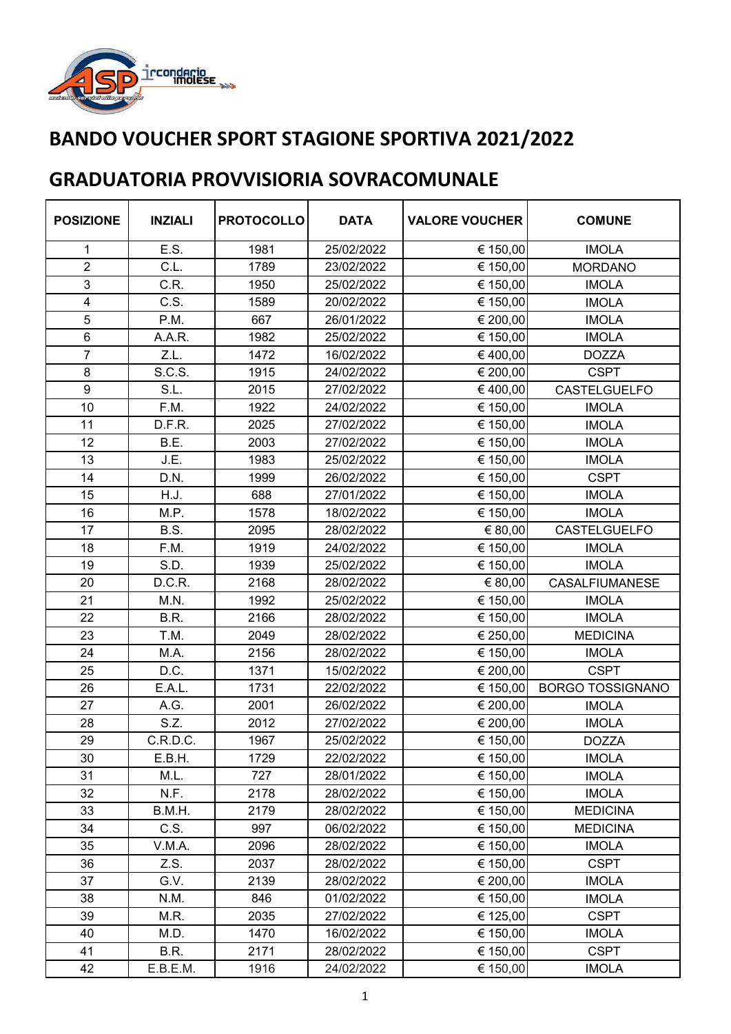# BANDO VOUCHER SPORT STAGIONE SPORTIVA 2021/2022

## GRADUATORIA PROVVISIORIA SOVRACOMUNALE

| POSIZIONE | INZIALI | PROTOCOLLO | DATA | VALORE VOUCHER | COMUNE |
|---|---|---|---|---|---|
| 1 | E.S. | 1981 | 25/02/2022 | € 150,00 | IMOLA |
| 2 | C.L. | 1789 | 23/02/2022 | € 150,00 | MORDANO |
| 3 | C.R. | 1950 | 25/02/2022 | € 150,00 | IMOLA |
| 4 | C.S. | 1589 | 20/02/2022 | € 150,00 | IMOLA |
| 5 | P.M. | 667 | 26/01/2022 | € 200,00 | IMOLA |
| 6 | A.A.R. | 1982 | 25/02/2022 | € 150,00 | IMOLA |
| 7 | Z.L. | 1472 | 16/02/2022 | € 400,00 | DOZZA |
| 8 | S.C.S. | 1915 | 24/02/2022 | € 200,00 | CSPT |
| 9 | S.L. | 2015 | 27/02/2022 | € 400,00 | CASTELGUELFO |
| 10 | F.M. | 1922 | 24/02/2022 | € 150,00 | IMOLA |
| 11 | D.F.R. | 2025 | 27/02/2022 | € 150,00 | IMOLA |
| 12 | B.E. | 2003 | 27/02/2022 | € 150,00 | IMOLA |
| 13 | J.E. | 1983 | 25/02/2022 | € 150,00 | IMOLA |
| 14 | D.N. | 1999 | 26/02/2022 | € 150,00 | CSPT |
| 15 | H.J. | 688 | 27/01/2022 | € 150,00 | IMOLA |
| 16 | M.P. | 1578 | 18/02/2022 | € 150,00 | IMOLA |
| 17 | B.S. | 2095 | 28/02/2022 | € 80,00 | CASTELGUELFO |
| 18 | F.M. | 1919 | 24/02/2022 | € 150,00 | IMOLA |
| 19 | S.D. | 1939 | 25/02/2022 | € 150,00 | IMOLA |
| 20 | D.C.R. | 2168 | 28/02/2022 | € 80,00 | CASALFIUMANESE |
| 21 | M.N. | 1992 | 25/02/2022 | € 150,00 | IMOLA |
| 22 | B.R. | 2166 | 28/02/2022 | € 150,00 | IMOLA |
| 23 | T.M. | 2049 | 28/02/2022 | € 250,00 | MEDICINA |
| 24 | M.A. | 2156 | 28/02/2022 | € 150,00 | IMOLA |
| 25 | D.C. | 1371 | 15/02/2022 | € 200,00 | CSPT |
| 26 | E.A.L. | 1731 | 22/02/2022 | € 150,00 | BORGO TOSSIGNANO |
| 27 | A.G. | 2001 | 26/02/2022 | € 200,00 | IMOLA |
| 28 | S.Z. | 2012 | 27/02/2022 | € 200,00 | IMOLA |
| 29 | C.R.D.C. | 1967 | 25/02/2022 | € 150,00 | DOZZA |
| 30 | E.B.H. | 1729 | 22/02/2022 | € 150,00 | IMOLA |
| 31 | M.L. | 727 | 28/01/2022 | € 150,00 | IMOLA |
| 32 | N.F. | 2178 | 28/02/2022 | € 150,00 | IMOLA |
| 33 | B.M.H. | 2179 | 28/02/2022 | € 150,00 | MEDICINA |
| 34 | C.S. | 997 | 06/02/2022 | € 150,00 | MEDICINA |
| 35 | V.M.A. | 2096 | 28/02/2022 | € 150,00 | IMOLA |
| 36 | Z.S. | 2037 | 28/02/2022 | € 150,00 | CSPT |
| 37 | G.V. | 2139 | 28/02/2022 | € 200,00 | IMOLA |
| 38 | N.M. | 846 | 01/02/2022 | € 150,00 | IMOLA |
| 39 | M.R. | 2035 | 27/02/2022 | € 125,00 | CSPT |
| 40 | M.D. | 1470 | 16/02/2022 | € 150,00 | IMOLA |
| 41 | B.R. | 2171 | 28/02/2022 | € 150,00 | CSPT |
| 42 | E.B.E.M. | 1916 | 24/02/2022 | € 150,00 | IMOLA |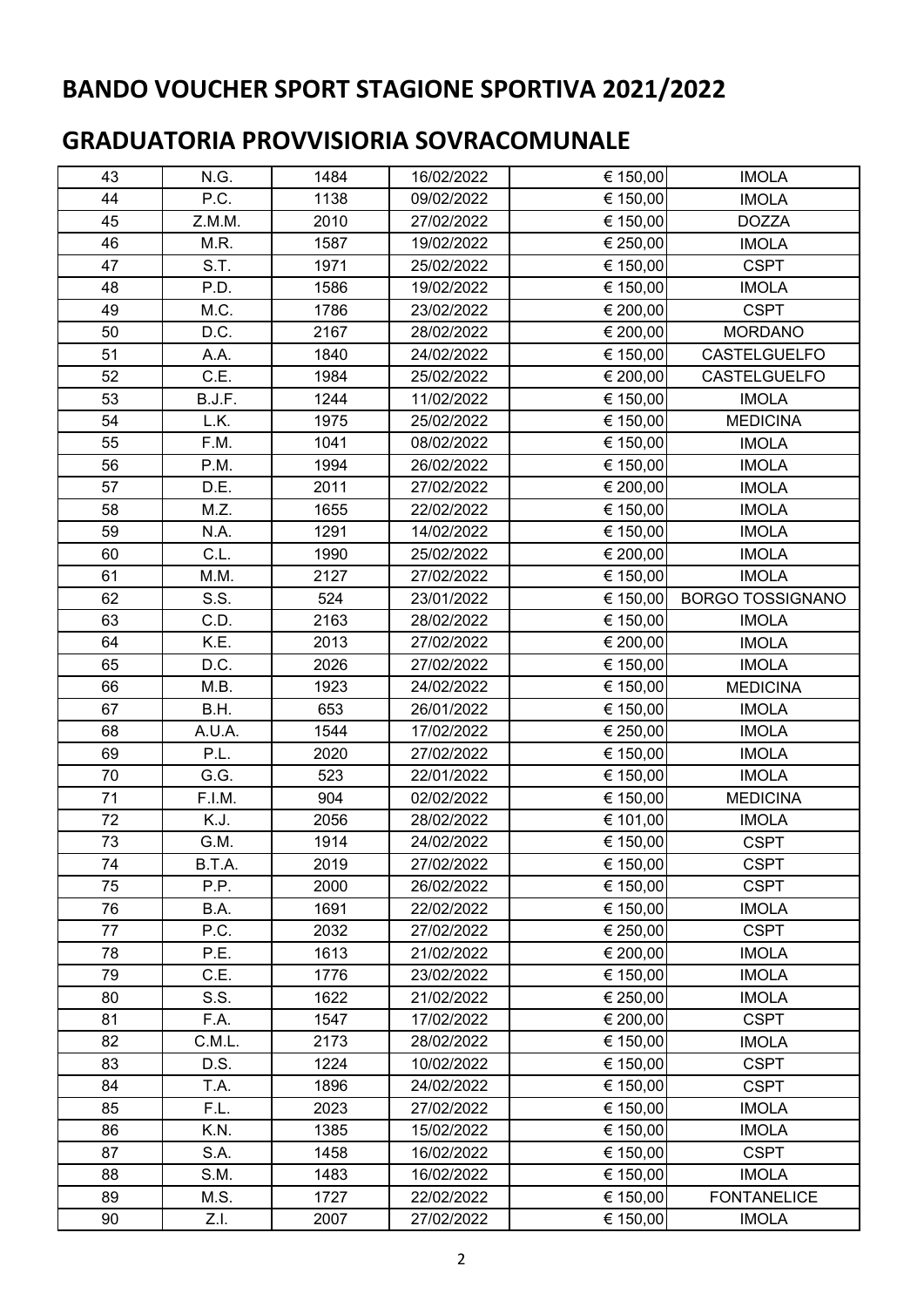## BANDO VOUCHER SPORT STAGIONE SPORTIVA 2021/2022

## GRADUATORIA PROVVISIORIA SOVRACOMUNALE

| | | | | | |
|---|---|---|---|---|---|
| 43 | N.G. | 1484 | 16/02/2022 | € 150,00 | IMOLA |
| 44 | P.C. | 1138 | 09/02/2022 | € 150,00 | IMOLA |
| 45 | Z.M.M. | 2010 | 27/02/2022 | € 150,00 | DOZZA |
| 46 | M.R. | 1587 | 19/02/2022 | € 250,00 | IMOLA |
| 47 | S.T. | 1971 | 25/02/2022 | € 150,00 | CSPT |
| 48 | P.D. | 1586 | 19/02/2022 | € 150,00 | IMOLA |
| 49 | M.C. | 1786 | 23/02/2022 | € 200,00 | CSPT |
| 50 | D.C. | 2167 | 28/02/2022 | € 200,00 | MORDANO |
| 51 | A.A. | 1840 | 24/02/2022 | € 150,00 | CASTELGUELFO |
| 52 | C.E. | 1984 | 25/02/2022 | € 200,00 | CASTELGUELFO |
| 53 | B.J.F. | 1244 | 11/02/2022 | € 150,00 | IMOLA |
| 54 | L.K. | 1975 | 25/02/2022 | € 150,00 | MEDICINA |
| 55 | F.M. | 1041 | 08/02/2022 | € 150,00 | IMOLA |
| 56 | P.M. | 1994 | 26/02/2022 | € 150,00 | IMOLA |
| 57 | D.E. | 2011 | 27/02/2022 | € 200,00 | IMOLA |
| 58 | M.Z. | 1655 | 22/02/2022 | € 150,00 | IMOLA |
| 59 | N.A. | 1291 | 14/02/2022 | € 150,00 | IMOLA |
| 60 | C.L. | 1990 | 25/02/2022 | € 200,00 | IMOLA |
| 61 | M.M. | 2127 | 27/02/2022 | € 150,00 | IMOLA |
| 62 | S.S. | 524 | 23/01/2022 | € 150,00 | BORGO TOSSIGNANO |
| 63 | C.D. | 2163 | 28/02/2022 | € 150,00 | IMOLA |
| 64 | K.E. | 2013 | 27/02/2022 | € 200,00 | IMOLA |
| 65 | D.C. | 2026 | 27/02/2022 | € 150,00 | IMOLA |
| 66 | M.B. | 1923 | 24/02/2022 | € 150,00 | MEDICINA |
| 67 | B.H. | 653 | 26/01/2022 | € 150,00 | IMOLA |
| 68 | A.U.A. | 1544 | 17/02/2022 | € 250,00 | IMOLA |
| 69 | P.L. | 2020 | 27/02/2022 | € 150,00 | IMOLA |
| 70 | G.G. | 523 | 22/01/2022 | € 150,00 | IMOLA |
| 71 | F.I.M. | 904 | 02/02/2022 | € 150,00 | MEDICINA |
| 72 | K.J. | 2056 | 28/02/2022 | € 101,00 | IMOLA |
| 73 | G.M. | 1914 | 24/02/2022 | € 150,00 | CSPT |
| 74 | B.T.A. | 2019 | 27/02/2022 | € 150,00 | CSPT |
| 75 | P.P. | 2000 | 26/02/2022 | € 150,00 | CSPT |
| 76 | B.A. | 1691 | 22/02/2022 | € 150,00 | IMOLA |
| 77 | P.C. | 2032 | 27/02/2022 | € 250,00 | CSPT |
| 78 | P.E. | 1613 | 21/02/2022 | € 200,00 | IMOLA |
| 79 | C.E. | 1776 | 23/02/2022 | € 150,00 | IMOLA |
| 80 | S.S. | 1622 | 21/02/2022 | € 250,00 | IMOLA |
| 81 | F.A. | 1547 | 17/02/2022 | € 200,00 | CSPT |
| 82 | C.M.L. | 2173 | 28/02/2022 | € 150,00 | IMOLA |
| 83 | D.S. | 1224 | 10/02/2022 | € 150,00 | CSPT |
| 84 | T.A. | 1896 | 24/02/2022 | € 150,00 | CSPT |
| 85 | F.L. | 2023 | 27/02/2022 | € 150,00 | IMOLA |
| 86 | K.N. | 1385 | 15/02/2022 | € 150,00 | IMOLA |
| 87 | S.A. | 1458 | 16/02/2022 | € 150,00 | CSPT |
| 88 | S.M. | 1483 | 16/02/2022 | € 150,00 | IMOLA |
| 89 | M.S. | 1727 | 22/02/2022 | € 150,00 | FONTANELICE |
| 90 | Z.I. | 2007 | 27/02/2022 | € 150,00 | IMOLA |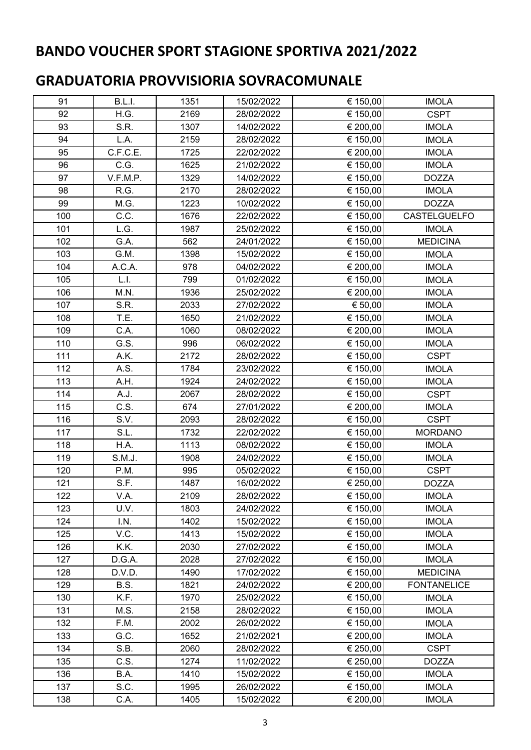# BANDO VOUCHER SPORT STAGIONE SPORTIVA 2021/2022

## GRADUATORIA PROVVISIORIA SOVRACOMUNALE

| | | | | | |
|---|---|---|---|---|---|
| 91 | B.L.I. | 1351 | 15/02/2022 | € 150,00 | IMOLA |
| 92 | H.G. | 2169 | 28/02/2022 | € 150,00 | CSPT |
| 93 | S.R. | 1307 | 14/02/2022 | € 200,00 | IMOLA |
| 94 | L.A. | 2159 | 28/02/2022 | € 150,00 | IMOLA |
| 95 | C.F.C.E. | 1725 | 22/02/2022 | € 200,00 | IMOLA |
| 96 | C.G. | 1625 | 21/02/2022 | € 150,00 | IMOLA |
| 97 | V.F.M.P. | 1329 | 14/02/2022 | € 150,00 | DOZZA |
| 98 | R.G. | 2170 | 28/02/2022 | € 150,00 | IMOLA |
| 99 | M.G. | 1223 | 10/02/2022 | € 150,00 | DOZZA |
| 100 | C.C. | 1676 | 22/02/2022 | € 150,00 | CASTELGUELFO |
| 101 | L.G. | 1987 | 25/02/2022 | € 150,00 | IMOLA |
| 102 | G.A. | 562 | 24/01/2022 | € 150,00 | MEDICINA |
| 103 | G.M. | 1398 | 15/02/2022 | € 150,00 | IMOLA |
| 104 | A.C.A. | 978 | 04/02/2022 | € 200,00 | IMOLA |
| 105 | L.I. | 799 | 01/02/2022 | € 150,00 | IMOLA |
| 106 | M.N. | 1936 | 25/02/2022 | € 200,00 | IMOLA |
| 107 | S.R. | 2033 | 27/02/2022 | € 50,00 | IMOLA |
| 108 | T.E. | 1650 | 21/02/2022 | € 150,00 | IMOLA |
| 109 | C.A. | 1060 | 08/02/2022 | € 200,00 | IMOLA |
| 110 | G.S. | 996 | 06/02/2022 | € 150,00 | IMOLA |
| 111 | A.K. | 2172 | 28/02/2022 | € 150,00 | CSPT |
| 112 | A.S. | 1784 | 23/02/2022 | € 150,00 | IMOLA |
| 113 | A.H. | 1924 | 24/02/2022 | € 150,00 | IMOLA |
| 114 | A.J. | 2067 | 28/02/2022 | € 150,00 | CSPT |
| 115 | C.S. | 674 | 27/01/2022 | € 200,00 | IMOLA |
| 116 | S.V. | 2093 | 28/02/2022 | € 150,00 | CSPT |
| 117 | S.L. | 1732 | 22/02/2022 | € 150,00 | MORDANO |
| 118 | H.A. | 1113 | 08/02/2022 | € 150,00 | IMOLA |
| 119 | S.M.J. | 1908 | 24/02/2022 | € 150,00 | IMOLA |
| 120 | P.M. | 995 | 05/02/2022 | € 150,00 | CSPT |
| 121 | S.F. | 1487 | 16/02/2022 | € 250,00 | DOZZA |
| 122 | V.A. | 2109 | 28/02/2022 | € 150,00 | IMOLA |
| 123 | U.V. | 1803 | 24/02/2022 | € 150,00 | IMOLA |
| 124 | I.N. | 1402 | 15/02/2022 | € 150,00 | IMOLA |
| 125 | V.C. | 1413 | 15/02/2022 | € 150,00 | IMOLA |
| 126 | K.K. | 2030 | 27/02/2022 | € 150,00 | IMOLA |
| 127 | D.G.A. | 2028 | 27/02/2022 | € 150,00 | IMOLA |
| 128 | D.V.D. | 1490 | 17/02/2022 | € 150,00 | MEDICINA |
| 129 | B.S. | 1821 | 24/02/2022 | € 200,00 | FONTANELICE |
| 130 | K.F. | 1970 | 25/02/2022 | € 150,00 | IMOLA |
| 131 | M.S. | 2158 | 28/02/2022 | € 150,00 | IMOLA |
| 132 | F.M. | 2002 | 26/02/2022 | € 150,00 | IMOLA |
| 133 | G.C. | 1652 | 21/02/2021 | € 200,00 | IMOLA |
| 134 | S.B. | 2060 | 28/02/2022 | € 250,00 | CSPT |
| 135 | C.S. | 1274 | 11/02/2022 | € 250,00 | DOZZA |
| 136 | B.A. | 1410 | 15/02/2022 | € 150,00 | IMOLA |
| 137 | S.C. | 1995 | 26/02/2022 | € 150,00 | IMOLA |
| 138 | C.A. | 1405 | 15/02/2022 | € 200,00 | IMOLA |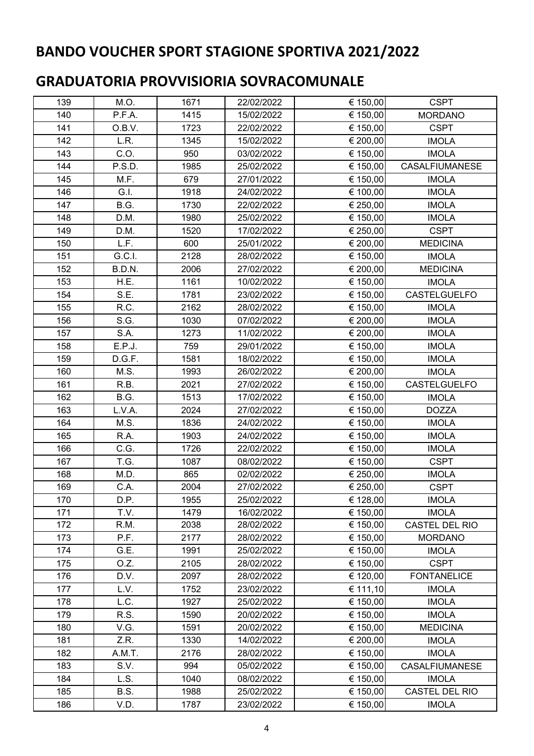# BANDO VOUCHER SPORT STAGIONE SPORTIVA 2021/2022

## GRADUATORIA PROVVISIORIA SOVRACOMUNALE

| | | | | | |
|---|---|---|---|---|---|
| 139 | M.O. | 1671 | 22/02/2022 | € 150,00 | CSPT |
| 140 | P.F.A. | 1415 | 15/02/2022 | € 150,00 | MORDANO |
| 141 | O.B.V. | 1723 | 22/02/2022 | € 150,00 | CSPT |
| 142 | L.R. | 1345 | 15/02/2022 | € 200,00 | IMOLA |
| 143 | C.O. | 950 | 03/02/2022 | € 150,00 | IMOLA |
| 144 | P.S.D. | 1985 | 25/02/2022 | € 150,00 | CASALFIUMANESE |
| 145 | M.F. | 679 | 27/01/2022 | € 150,00 | IMOLA |
| 146 | G.I. | 1918 | 24/02/2022 | € 100,00 | IMOLA |
| 147 | B.G. | 1730 | 22/02/2022 | € 250,00 | IMOLA |
| 148 | D.M. | 1980 | 25/02/2022 | € 150,00 | IMOLA |
| 149 | D.M. | 1520 | 17/02/2022 | € 250,00 | CSPT |
| 150 | L.F. | 600 | 25/01/2022 | € 200,00 | MEDICINA |
| 151 | G.C.I. | 2128 | 28/02/2022 | € 150,00 | IMOLA |
| 152 | B.D.N. | 2006 | 27/02/2022 | € 200,00 | MEDICINA |
| 153 | H.E. | 1161 | 10/02/2022 | € 150,00 | IMOLA |
| 154 | S.E. | 1781 | 23/02/2022 | € 150,00 | CASTELGUELFO |
| 155 | R.C. | 2162 | 28/02/2022 | € 150,00 | IMOLA |
| 156 | S.G. | 1030 | 07/02/2022 | € 200,00 | IMOLA |
| 157 | S.A. | 1273 | 11/02/2022 | € 200,00 | IMOLA |
| 158 | E.P.J. | 759 | 29/01/2022 | € 150,00 | IMOLA |
| 159 | D.G.F. | 1581 | 18/02/2022 | € 150,00 | IMOLA |
| 160 | M.S. | 1993 | 26/02/2022 | € 200,00 | IMOLA |
| 161 | R.B. | 2021 | 27/02/2022 | € 150,00 | CASTELGUELFO |
| 162 | B.G. | 1513 | 17/02/2022 | € 150,00 | IMOLA |
| 163 | L.V.A. | 2024 | 27/02/2022 | € 150,00 | DOZZA |
| 164 | M.S. | 1836 | 24/02/2022 | € 150,00 | IMOLA |
| 165 | R.A. | 1903 | 24/02/2022 | € 150,00 | IMOLA |
| 166 | C.G. | 1726 | 22/02/2022 | € 150,00 | IMOLA |
| 167 | T.G. | 1087 | 08/02/2022 | € 150,00 | CSPT |
| 168 | M.D. | 865 | 02/02/2022 | € 250,00 | IMOLA |
| 169 | C.A. | 2004 | 27/02/2022 | € 250,00 | CSPT |
| 170 | D.P. | 1955 | 25/02/2022 | € 128,00 | IMOLA |
| 171 | T.V. | 1479 | 16/02/2022 | € 150,00 | IMOLA |
| 172 | R.M. | 2038 | 28/02/2022 | € 150,00 | CASTEL DEL RIO |
| 173 | P.F. | 2177 | 28/02/2022 | € 150,00 | MORDANO |
| 174 | G.E. | 1991 | 25/02/2022 | € 150,00 | IMOLA |
| 175 | O.Z. | 2105 | 28/02/2022 | € 150,00 | CSPT |
| 176 | D.V. | 2097 | 28/02/2022 | € 120,00 | FONTANELICE |
| 177 | L.V. | 1752 | 23/02/2022 | € 111,10 | IMOLA |
| 178 | L.C. | 1927 | 25/02/2022 | € 150,00 | IMOLA |
| 179 | R.S. | 1590 | 20/02/2022 | € 150,00 | IMOLA |
| 180 | V.G. | 1591 | 20/02/2022 | € 150,00 | MEDICINA |
| 181 | Z.R. | 1330 | 14/02/2022 | € 200,00 | IMOLA |
| 182 | A.M.T. | 2176 | 28/02/2022 | € 150,00 | IMOLA |
| 183 | S.V. | 994 | 05/02/2022 | € 150,00 | CASALFIUMANESE |
| 184 | L.S. | 1040 | 08/02/2022 | € 150,00 | IMOLA |
| 185 | B.S. | 1988 | 25/02/2022 | € 150,00 | CASTEL DEL RIO |
| 186 | V.D. | 1787 | 23/02/2022 | € 150,00 | IMOLA |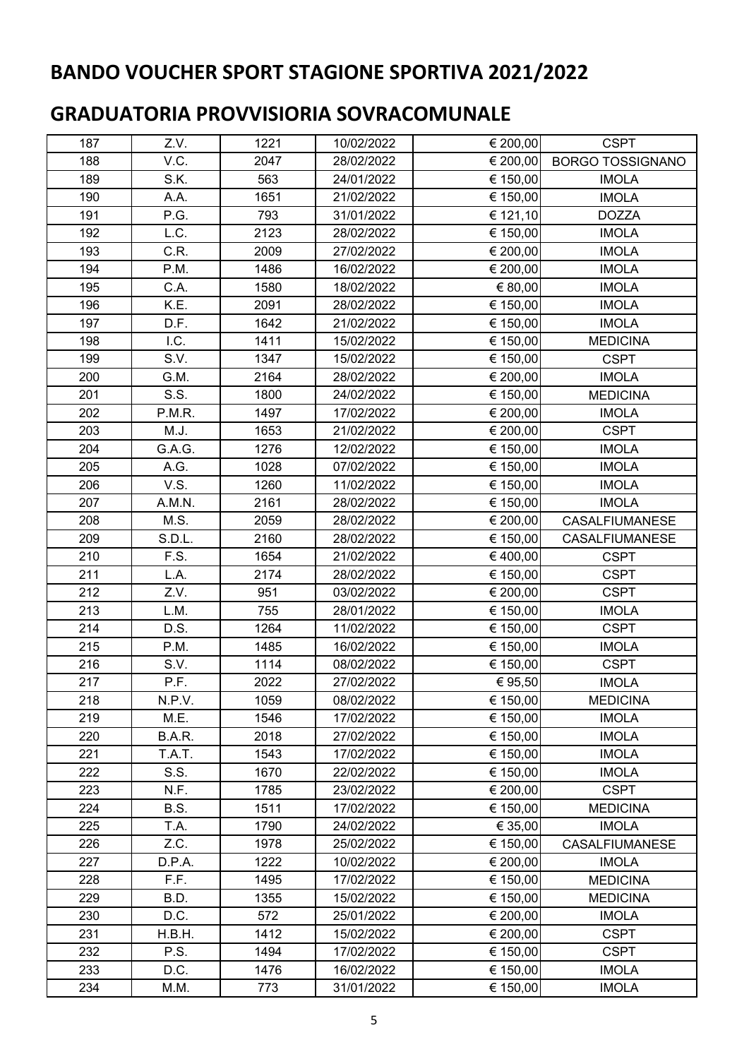# BANDO VOUCHER SPORT STAGIONE SPORTIVA 2021/2022

## GRADUATORIA PROVVISIORIA SOVRACOMUNALE

| | | | | | |
|---|---|---|---|---|---|
| 187 | Z.V. | 1221 | 10/02/2022 | € 200,00 | CSPT |
| 188 | V.C. | 2047 | 28/02/2022 | € 200,00 | BORGO TOSSIGNANO |
| 189 | S.K. | 563 | 24/01/2022 | € 150,00 | IMOLA |
| 190 | A.A. | 1651 | 21/02/2022 | € 150,00 | IMOLA |
| 191 | P.G. | 793 | 31/01/2022 | € 121,10 | DOZZA |
| 192 | L.C. | 2123 | 28/02/2022 | € 150,00 | IMOLA |
| 193 | C.R. | 2009 | 27/02/2022 | € 200,00 | IMOLA |
| 194 | P.M. | 1486 | 16/02/2022 | € 200,00 | IMOLA |
| 195 | C.A. | 1580 | 18/02/2022 | € 80,00 | IMOLA |
| 196 | K.E. | 2091 | 28/02/2022 | € 150,00 | IMOLA |
| 197 | D.F. | 1642 | 21/02/2022 | € 150,00 | IMOLA |
| 198 | I.C. | 1411 | 15/02/2022 | € 150,00 | MEDICINA |
| 199 | S.V. | 1347 | 15/02/2022 | € 150,00 | CSPT |
| 200 | G.M. | 2164 | 28/02/2022 | € 200,00 | IMOLA |
| 201 | S.S. | 1800 | 24/02/2022 | € 150,00 | MEDICINA |
| 202 | P.M.R. | 1497 | 17/02/2022 | € 200,00 | IMOLA |
| 203 | M.J. | 1653 | 21/02/2022 | € 200,00 | CSPT |
| 204 | G.A.G. | 1276 | 12/02/2022 | € 150,00 | IMOLA |
| 205 | A.G. | 1028 | 07/02/2022 | € 150,00 | IMOLA |
| 206 | V.S. | 1260 | 11/02/2022 | € 150,00 | IMOLA |
| 207 | A.M.N. | 2161 | 28/02/2022 | € 150,00 | IMOLA |
| 208 | M.S. | 2059 | 28/02/2022 | € 200,00 | CASALFIUMANESE |
| 209 | S.D.L. | 2160 | 28/02/2022 | € 150,00 | CASALFIUMANESE |
| 210 | F.S. | 1654 | 21/02/2022 | € 400,00 | CSPT |
| 211 | L.A. | 2174 | 28/02/2022 | € 150,00 | CSPT |
| 212 | Z.V. | 951 | 03/02/2022 | € 200,00 | CSPT |
| 213 | L.M. | 755 | 28/01/2022 | € 150,00 | IMOLA |
| 214 | D.S. | 1264 | 11/02/2022 | € 150,00 | CSPT |
| 215 | P.M. | 1485 | 16/02/2022 | € 150,00 | IMOLA |
| 216 | S.V. | 1114 | 08/02/2022 | € 150,00 | CSPT |
| 217 | P.F. | 2022 | 27/02/2022 | € 95,50 | IMOLA |
| 218 | N.P.V. | 1059 | 08/02/2022 | € 150,00 | MEDICINA |
| 219 | M.E. | 1546 | 17/02/2022 | € 150,00 | IMOLA |
| 220 | B.A.R. | 2018 | 27/02/2022 | € 150,00 | IMOLA |
| 221 | T.A.T. | 1543 | 17/02/2022 | € 150,00 | IMOLA |
| 222 | S.S. | 1670 | 22/02/2022 | € 150,00 | IMOLA |
| 223 | N.F. | 1785 | 23/02/2022 | € 200,00 | CSPT |
| 224 | B.S. | 1511 | 17/02/2022 | € 150,00 | MEDICINA |
| 225 | T.A. | 1790 | 24/02/2022 | € 35,00 | IMOLA |
| 226 | Z.C. | 1978 | 25/02/2022 | € 150,00 | CASALFIUMANESE |
| 227 | D.P.A. | 1222 | 10/02/2022 | € 200,00 | IMOLA |
| 228 | F.F. | 1495 | 17/02/2022 | € 150,00 | MEDICINA |
| 229 | B.D. | 1355 | 15/02/2022 | € 150,00 | MEDICINA |
| 230 | D.C. | 572 | 25/01/2022 | € 200,00 | IMOLA |
| 231 | H.B.H. | 1412 | 15/02/2022 | € 200,00 | CSPT |
| 232 | P.S. | 1494 | 17/02/2022 | € 150,00 | CSPT |
| 233 | D.C. | 1476 | 16/02/2022 | € 150,00 | IMOLA |
| 234 | M.M. | 773 | 31/01/2022 | € 150,00 | IMOLA |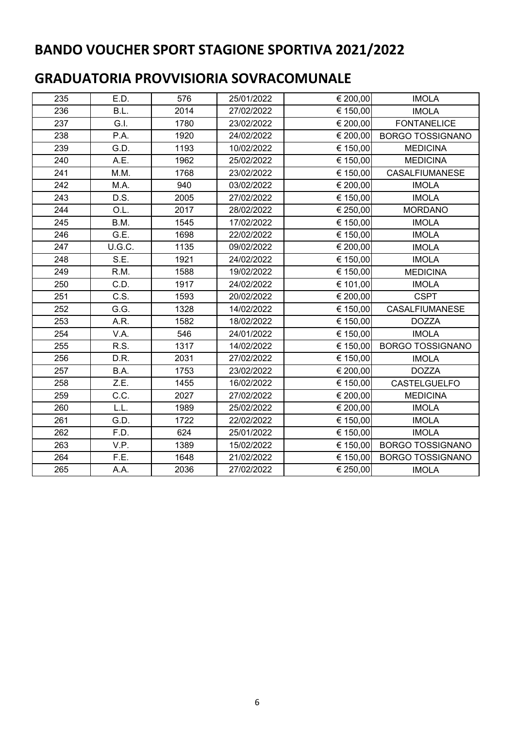# BANDO VOUCHER SPORT STAGIONE SPORTIVA 2021/2022

## GRADUATORIA PROVVISIORIA SOVRACOMUNALE

| | | | | | |
|---|---|---|---|---|---|
| 235 | E.D. | 576 | 25/01/2022 | € 200,00 | IMOLA |
| 236 | B.L. | 2014 | 27/02/2022 | € 150,00 | IMOLA |
| 237 | G.I. | 1780 | 23/02/2022 | € 200,00 | FONTANELICE |
| 238 | P.A. | 1920 | 24/02/2022 | € 200,00 | BORGO TOSSIGNANO |
| 239 | G.D. | 1193 | 10/02/2022 | € 150,00 | MEDICINA |
| 240 | A.E. | 1962 | 25/02/2022 | € 150,00 | MEDICINA |
| 241 | M.M. | 1768 | 23/02/2022 | € 150,00 | CASALFIUMANESE |
| 242 | M.A. | 940 | 03/02/2022 | € 200,00 | IMOLA |
| 243 | D.S. | 2005 | 27/02/2022 | € 150,00 | IMOLA |
| 244 | O.L. | 2017 | 28/02/2022 | € 250,00 | MORDANO |
| 245 | B.M. | 1545 | 17/02/2022 | € 150,00 | IMOLA |
| 246 | G.E. | 1698 | 22/02/2022 | € 150,00 | IMOLA |
| 247 | U.G.C. | 1135 | 09/02/2022 | € 200,00 | IMOLA |
| 248 | S.E. | 1921 | 24/02/2022 | € 150,00 | IMOLA |
| 249 | R.M. | 1588 | 19/02/2022 | € 150,00 | MEDICINA |
| 250 | C.D. | 1917 | 24/02/2022 | € 101,00 | IMOLA |
| 251 | C.S. | 1593 | 20/02/2022 | € 200,00 | CSPT |
| 252 | G.G. | 1328 | 14/02/2022 | € 150,00 | CASALFIUMANESE |
| 253 | A.R. | 1582 | 18/02/2022 | € 150,00 | DOZZA |
| 254 | V.A. | 546 | 24/01/2022 | € 150,00 | IMOLA |
| 255 | R.S. | 1317 | 14/02/2022 | € 150,00 | BORGO TOSSIGNANO |
| 256 | D.R. | 2031 | 27/02/2022 | € 150,00 | IMOLA |
| 257 | B.A. | 1753 | 23/02/2022 | € 200,00 | DOZZA |
| 258 | Z.E. | 1455 | 16/02/2022 | € 150,00 | CASTELGUELFO |
| 259 | C.C. | 2027 | 27/02/2022 | € 200,00 | MEDICINA |
| 260 | L.L. | 1989 | 25/02/2022 | € 200,00 | IMOLA |
| 261 | G.D. | 1722 | 22/02/2022 | € 150,00 | IMOLA |
| 262 | F.D. | 624 | 25/01/2022 | € 150,00 | IMOLA |
| 263 | V.P. | 1389 | 15/02/2022 | € 150,00 | BORGO TOSSIGNANO |
| 264 | F.E. | 1648 | 21/02/2022 | € 150,00 | BORGO TOSSIGNANO |
| 265 | A.A. | 2036 | 27/02/2022 | € 250,00 | IMOLA |